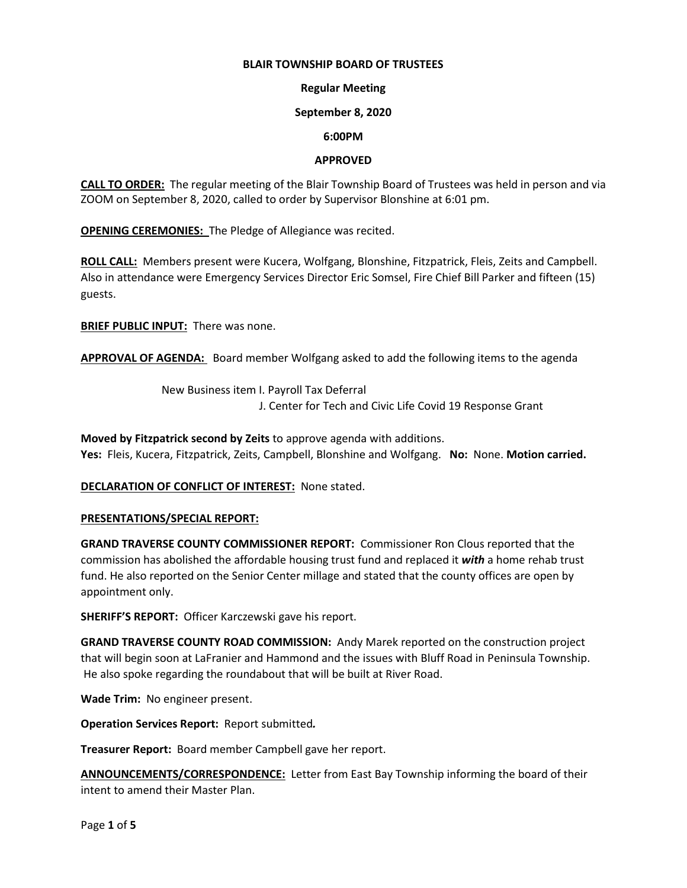**BLAIR TOWNSHIP BOARD OF TRUSTEES**

**Regular Meeting**

**September 8, 2020**

**6:00PM**

**APPROVED**

**CALL TO ORDER:** The regular meeting of the Blair Township Board of Trustees was held in person and via ZOOM on September 8, 2020, called to order by Supervisor Blonshine at 6:01 pm.

**OPENING CEREMONIES:** The Pledge of Allegiance was recited.

**ROLL CALL:** Members present were Kucera, Wolfgang, Blonshine, Fitzpatrick, Fleis, Zeits and Campbell. Also in attendance were Emergency Services Director Eric Somsel, Fire Chief Bill Parker and fifteen (15) guests.

**BRIEF PUBLIC INPUT:** There was none.

**APPROVAL OF AGENDA:** Board member Wolfgang asked to add the following items to the agenda

New Business item I. Payroll Tax Deferral
J. Center for Tech and Civic Life Covid 19 Response Grant

**Moved by Fitzpatrick second by Zeits** to approve agenda with additions.
**Yes:** Fleis, Kucera, Fitzpatrick, Zeits, Campbell, Blonshine and Wolfgang. **No:** None. **Motion carried.**

**DECLARATION OF CONFLICT OF INTEREST:** None stated.

**PRESENTATIONS/SPECIAL REPORT:**

**GRAND TRAVERSE COUNTY COMMISSIONER REPORT:** Commissioner Ron Clous reported that the commission has abolished the affordable housing trust fund and replaced it ***with*** a home rehab trust fund. He also reported on the Senior Center millage and stated that the county offices are open by appointment only.

**SHERIFF'S REPORT:** Officer Karczewski gave his report.

**GRAND TRAVERSE COUNTY ROAD COMMISSION:** Andy Marek reported on the construction project that will begin soon at LaFranier and Hammond and the issues with Bluff Road in Peninsula Township. He also spoke regarding the roundabout that will be built at River Road.

**Wade Trim:** No engineer present.

**Operation Services Report:** Report submitted*.*

**Treasurer Report:** Board member Campbell gave her report.

**ANNOUNCEMENTS/CORRESPONDENCE:** Letter from East Bay Township informing the board of their intent to amend their Master Plan.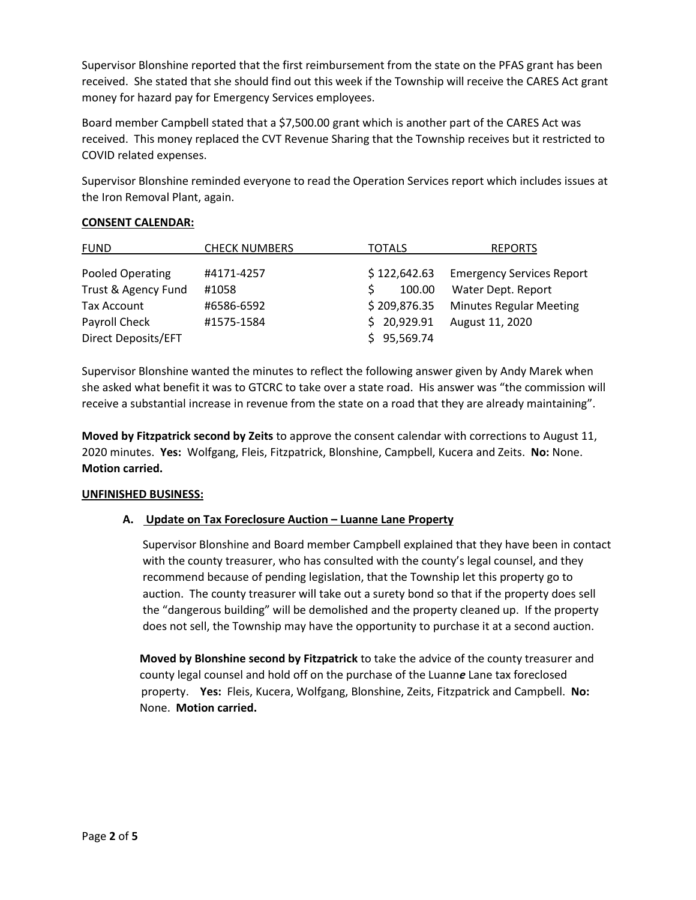Supervisor Blonshine reported that the first reimbursement from the state on the PFAS grant has been received. She stated that she should find out this week if the Township will receive the CARES Act grant money for hazard pay for Emergency Services employees.

Board member Campbell stated that a $7,500.00 grant which is another part of the CARES Act was received. This money replaced the CVT Revenue Sharing that the Township receives but it restricted to COVID related expenses.

Supervisor Blonshine reminded everyone to read the Operation Services report which includes issues at the Iron Removal Plant, again.

**CONSENT CALENDAR:**

| FUND | CHECK NUMBERS | TOTALS | REPORTS |
|---|---|---|---|
| Pooled Operating | #4171-4257 | $ 122,642.63 | Emergency Services Report |
| Trust & Agency Fund | #1058 | $ 100.00 | Water Dept. Report |
| Tax Account | #6586-6592 | $ 209,876.35 | Minutes Regular Meeting |
| Payroll Check | #1575-1584 | $ 20,929.91 | August 11, 2020 |
| Direct Deposits/EFT | | $ 95,569.74 | |

Supervisor Blonshine wanted the minutes to reflect the following answer given by Andy Marek when she asked what benefit it was to GTCRC to take over a state road. His answer was "the commission will receive a substantial increase in revenue from the state on a road that they are already maintaining".

**Moved by Fitzpatrick second by Zeits** to approve the consent calendar with corrections to August 11, 2020 minutes. **Yes:** Wolfgang, Fleis, Fitzpatrick, Blonshine, Campbell, Kucera and Zeits. **No:** None. **Motion carried.**

**UNFINISHED BUSINESS:**

**A. Update on Tax Foreclosure Auction – Luanne Lane Property**

Supervisor Blonshine and Board member Campbell explained that they have been in contact with the county treasurer, who has consulted with the county's legal counsel, and they recommend because of pending legislation, that the Township let this property go to auction. The county treasurer will take out a surety bond so that if the property does sell the "dangerous building" will be demolished and the property cleaned up. If the property does not sell, the Township may have the opportunity to purchase it at a second auction.

**Moved by Blonshine second by Fitzpatrick** to take the advice of the county treasurer and county legal counsel and hold off on the purchase of the Luann***e*** Lane tax foreclosed property. **Yes:** Fleis, Kucera, Wolfgang, Blonshine, Zeits, Fitzpatrick and Campbell. **No:** None. **Motion carried.**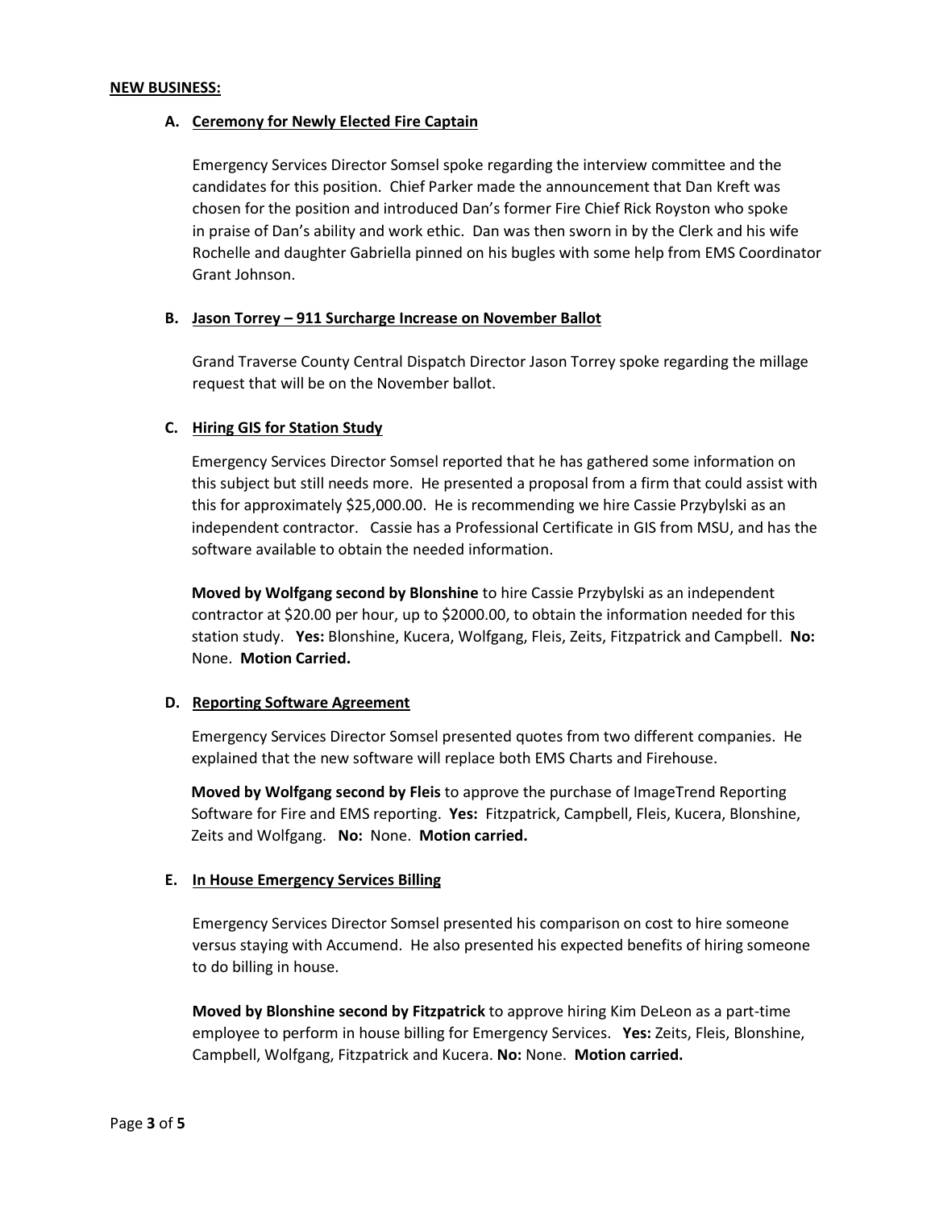**NEW BUSINESS:**

**A. Ceremony for Newly Elected Fire Captain**

Emergency Services Director Somsel spoke regarding the interview committee and the candidates for this position. Chief Parker made the announcement that Dan Kreft was chosen for the position and introduced Dan's former Fire Chief Rick Royston who spoke in praise of Dan's ability and work ethic. Dan was then sworn in by the Clerk and his wife Rochelle and daughter Gabriella pinned on his bugles with some help from EMS Coordinator Grant Johnson.

**B. Jason Torrey – 911 Surcharge Increase on November Ballot**

Grand Traverse County Central Dispatch Director Jason Torrey spoke regarding the millage request that will be on the November ballot.

**C. Hiring GIS for Station Study**

Emergency Services Director Somsel reported that he has gathered some information on this subject but still needs more. He presented a proposal from a firm that could assist with this for approximately $25,000.00. He is recommending we hire Cassie Przybylski as an independent contractor. Cassie has a Professional Certificate in GIS from MSU, and has the software available to obtain the needed information.

**Moved by Wolfgang second by Blonshine** to hire Cassie Przybylski as an independent contractor at $20.00 per hour, up to $2000.00, to obtain the information needed for this station study. **Yes:** Blonshine, Kucera, Wolfgang, Fleis, Zeits, Fitzpatrick and Campbell. **No:** None. **Motion Carried.**

**D. Reporting Software Agreement**

Emergency Services Director Somsel presented quotes from two different companies. He explained that the new software will replace both EMS Charts and Firehouse.

**Moved by Wolfgang second by Fleis** to approve the purchase of ImageTrend Reporting Software for Fire and EMS reporting. **Yes:** Fitzpatrick, Campbell, Fleis, Kucera, Blonshine, Zeits and Wolfgang. **No:** None. **Motion carried.**

**E. In House Emergency Services Billing**

Emergency Services Director Somsel presented his comparison on cost to hire someone versus staying with Accumend. He also presented his expected benefits of hiring someone to do billing in house.

**Moved by Blonshine second by Fitzpatrick** to approve hiring Kim DeLeon as a part-time employee to perform in house billing for Emergency Services. **Yes:** Zeits, Fleis, Blonshine, Campbell, Wolfgang, Fitzpatrick and Kucera. **No:** None. **Motion carried.**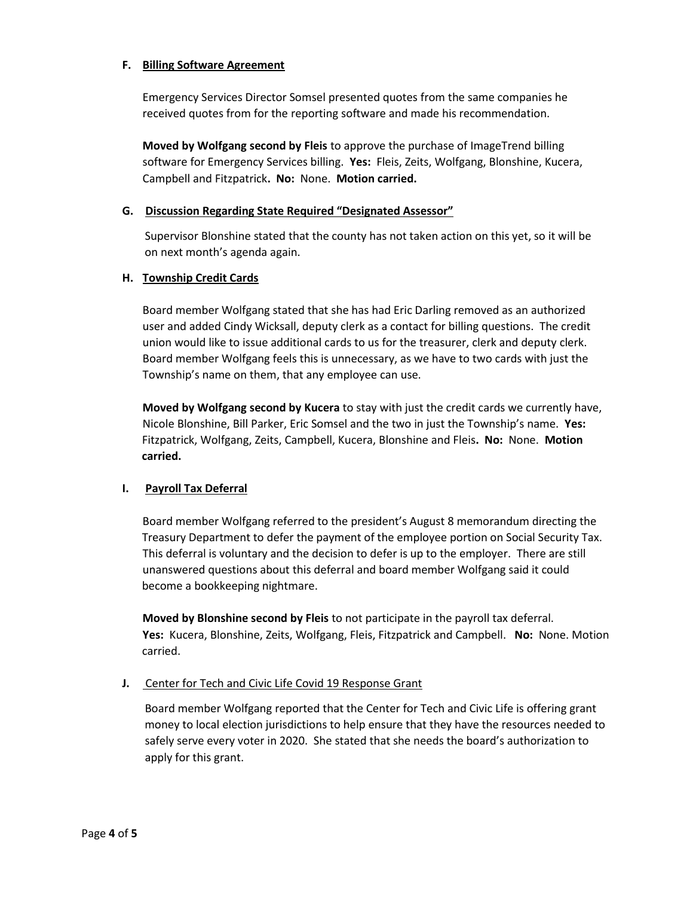**F. Billing Software Agreement**

Emergency Services Director Somsel presented quotes from the same companies he received quotes from for the reporting software and made his recommendation.

**Moved by Wolfgang second by Fleis** to approve the purchase of ImageTrend billing software for Emergency Services billing. **Yes:** Fleis, Zeits, Wolfgang, Blonshine, Kucera, Campbell and Fitzpatrick**. No:** None. **Motion carried.**

**G. Discussion Regarding State Required "Designated Assessor"**

Supervisor Blonshine stated that the county has not taken action on this yet, so it will be on next month's agenda again.

**H. Township Credit Cards**

Board member Wolfgang stated that she has had Eric Darling removed as an authorized user and added Cindy Wicksall, deputy clerk as a contact for billing questions. The credit union would like to issue additional cards to us for the treasurer, clerk and deputy clerk. Board member Wolfgang feels this is unnecessary, as we have to two cards with just the Township's name on them, that any employee can use.

**Moved by Wolfgang second by Kucera** to stay with just the credit cards we currently have, Nicole Blonshine, Bill Parker, Eric Somsel and the two in just the Township's name. **Yes:** Fitzpatrick, Wolfgang, Zeits, Campbell, Kucera, Blonshine and Fleis**. No:** None. **Motion carried.**

**I. Payroll Tax Deferral**

Board member Wolfgang referred to the president's August 8 memorandum directing the Treasury Department to defer the payment of the employee portion on Social Security Tax. This deferral is voluntary and the decision to defer is up to the employer. There are still unanswered questions about this deferral and board member Wolfgang said it could become a bookkeeping nightmare.

**Moved by Blonshine second by Fleis** to not participate in the payroll tax deferral. **Yes:** Kucera, Blonshine, Zeits, Wolfgang, Fleis, Fitzpatrick and Campbell. **No:** None. Motion carried.

**J.** Center for Tech and Civic Life Covid 19 Response Grant

Board member Wolfgang reported that the Center for Tech and Civic Life is offering grant money to local election jurisdictions to help ensure that they have the resources needed to safely serve every voter in 2020. She stated that she needs the board's authorization to apply for this grant.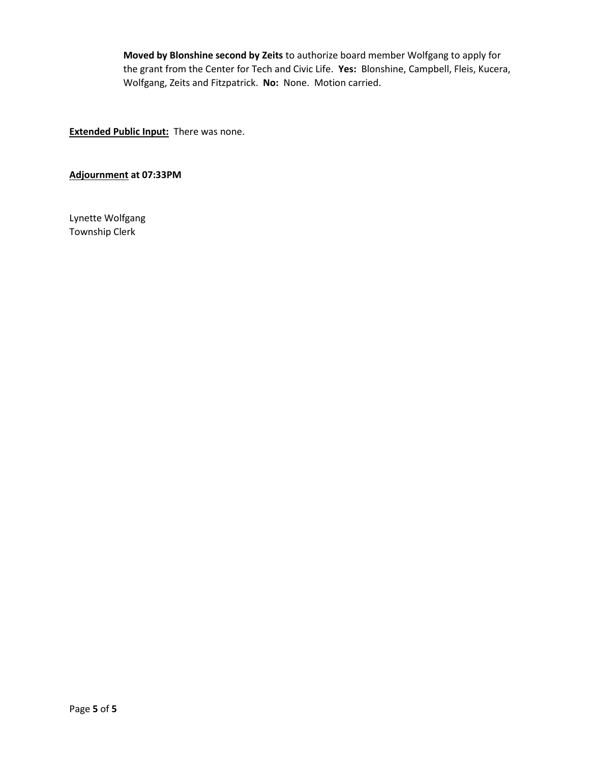**Moved by Blonshine second by Zeits** to authorize board member Wolfgang to apply for the grant from the Center for Tech and Civic Life. **Yes:** Blonshine, Campbell, Fleis, Kucera, Wolfgang, Zeits and Fitzpatrick. **No:** None. Motion carried.

**Extended Public Input:** There was none.

**Adjournment at 07:33PM**

Lynette Wolfgang
Township Clerk